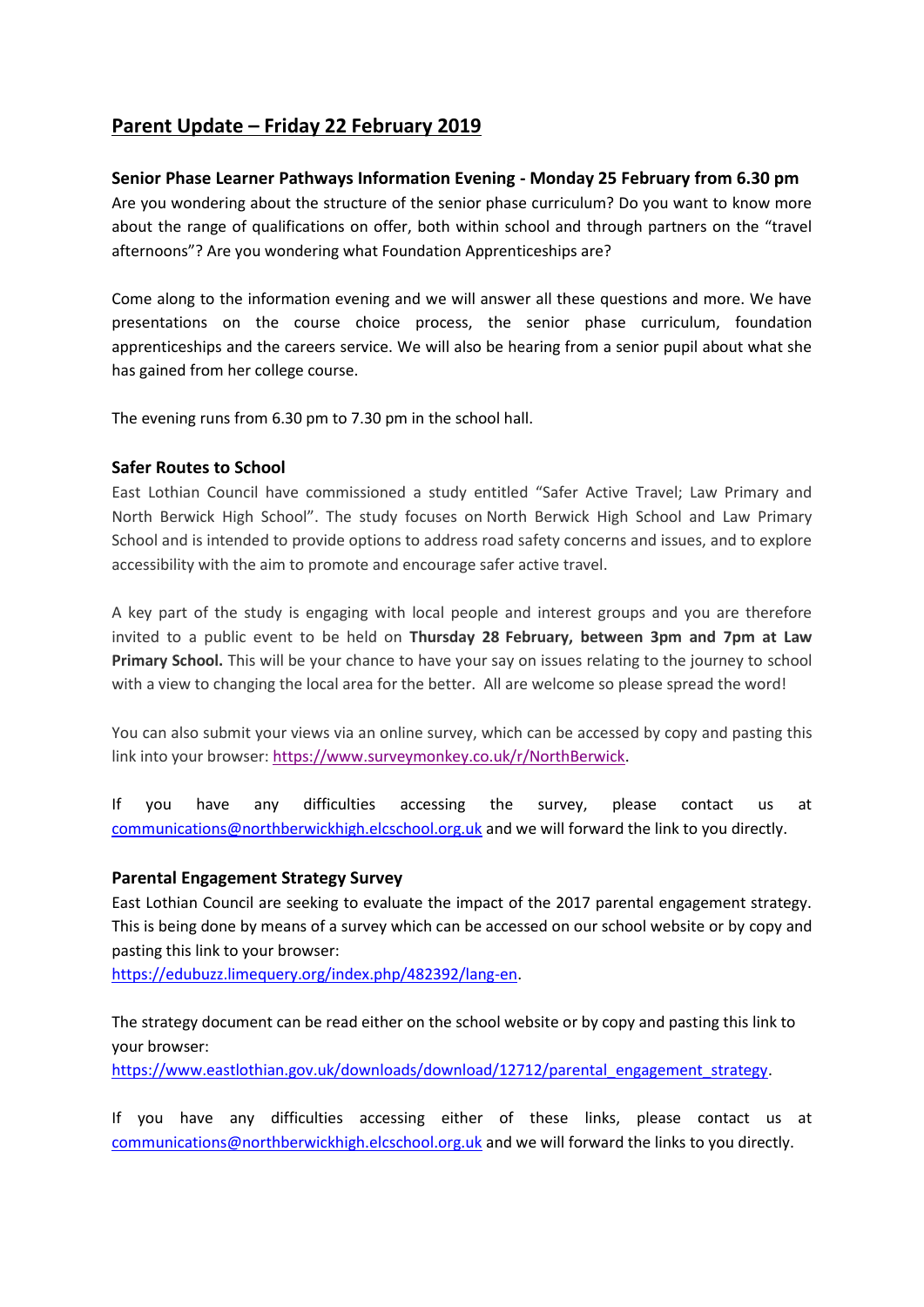# Parent Update – Friday 22 February 2019

### Senior Phase Learner Pathways Information Evening - Monday 25 February from 6.30 pm

Are you wondering about the structure of the senior phase curriculum? Do you want to know more about the range of qualifications on offer, both within school and through partners on the "travel afternoons"? Are you wondering what Foundation Apprenticeships are?

Come along to the information evening and we will answer all these questions and more. We have presentations on the course choice process, the senior phase curriculum, foundation apprenticeships and the careers service. We will also be hearing from a senior pupil about what she has gained from her college course.

The evening runs from 6.30 pm to 7.30 pm in the school hall.

### Safer Routes to School

East Lothian Council have commissioned a study entitled "Safer Active Travel; Law Primary and North Berwick High School". The study focuses on North Berwick High School and Law Primary School and is intended to provide options to address road safety concerns and issues, and to explore accessibility with the aim to promote and encourage safer active travel.

A key part of the study is engaging with local people and interest groups and you are therefore invited to a public event to be held on **Thursday 28 February, between 3pm and 7pm at Law Primary School.** This will be your chance to have your say on issues relating to the journey to school with a view to changing the local area for the better. All are welcome so please spread the word!

You can also submit your views via an online survey, which can be accessed by copy and pasting this link into your browser: https://www.surveymonkey.co.uk/r/NorthBerwick.

If you have any difficulties accessing the survey, please contact us at communications@northberwickhigh.elcschool.org.uk and we will forward the link to you directly.

### Parental Engagement Strategy Survey

East Lothian Council are seeking to evaluate the impact of the 2017 parental engagement strategy. This is being done by means of a survey which can be accessed on our school website or by copy and pasting this link to your browser:
https://edubuzz.limequery.org/index.php/482392/lang-en.

The strategy document can be read either on the school website or by copy and pasting this link to your browser:
https://www.eastlothian.gov.uk/downloads/download/12712/parental_engagement_strategy.

If you have any difficulties accessing either of these links, please contact us at communications@northberwickhigh.elcschool.org.uk and we will forward the links to you directly.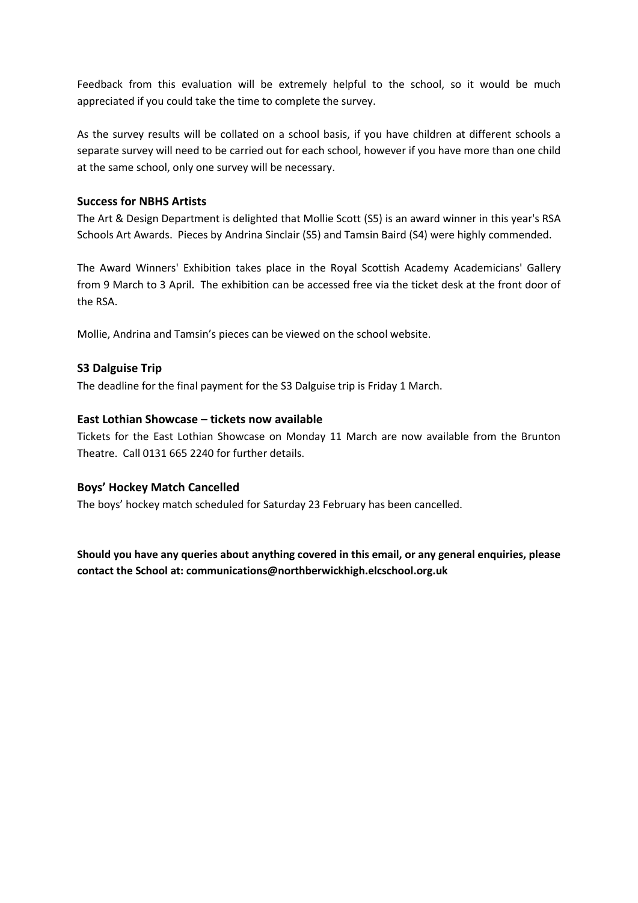Feedback from this evaluation will be extremely helpful to the school, so it would be much appreciated if you could take the time to complete the survey.

As the survey results will be collated on a school basis, if you have children at different schools a separate survey will need to be carried out for each school, however if you have more than one child at the same school, only one survey will be necessary.

### Success for NBHS Artists

The Art & Design Department is delighted that Mollie Scott (S5) is an award winner in this year's RSA Schools Art Awards. Pieces by Andrina Sinclair (S5) and Tamsin Baird (S4) were highly commended.

The Award Winners' Exhibition takes place in the Royal Scottish Academy Academicians' Gallery from 9 March to 3 April. The exhibition can be accessed free via the ticket desk at the front door of the RSA.

Mollie, Andrina and Tamsin's pieces can be viewed on the school website.

### S3 Dalguise Trip

The deadline for the final payment for the S3 Dalguise trip is Friday 1 March.

### East Lothian Showcase – tickets now available

Tickets for the East Lothian Showcase on Monday 11 March are now available from the Brunton Theatre. Call 0131 665 2240 for further details.

### Boys' Hockey Match Cancelled

The boys' hockey match scheduled for Saturday 23 February has been cancelled.

**Should you have any queries about anything covered in this email, or any general enquiries, please contact the School at: communications@northberwickhigh.elcschool.org.uk**